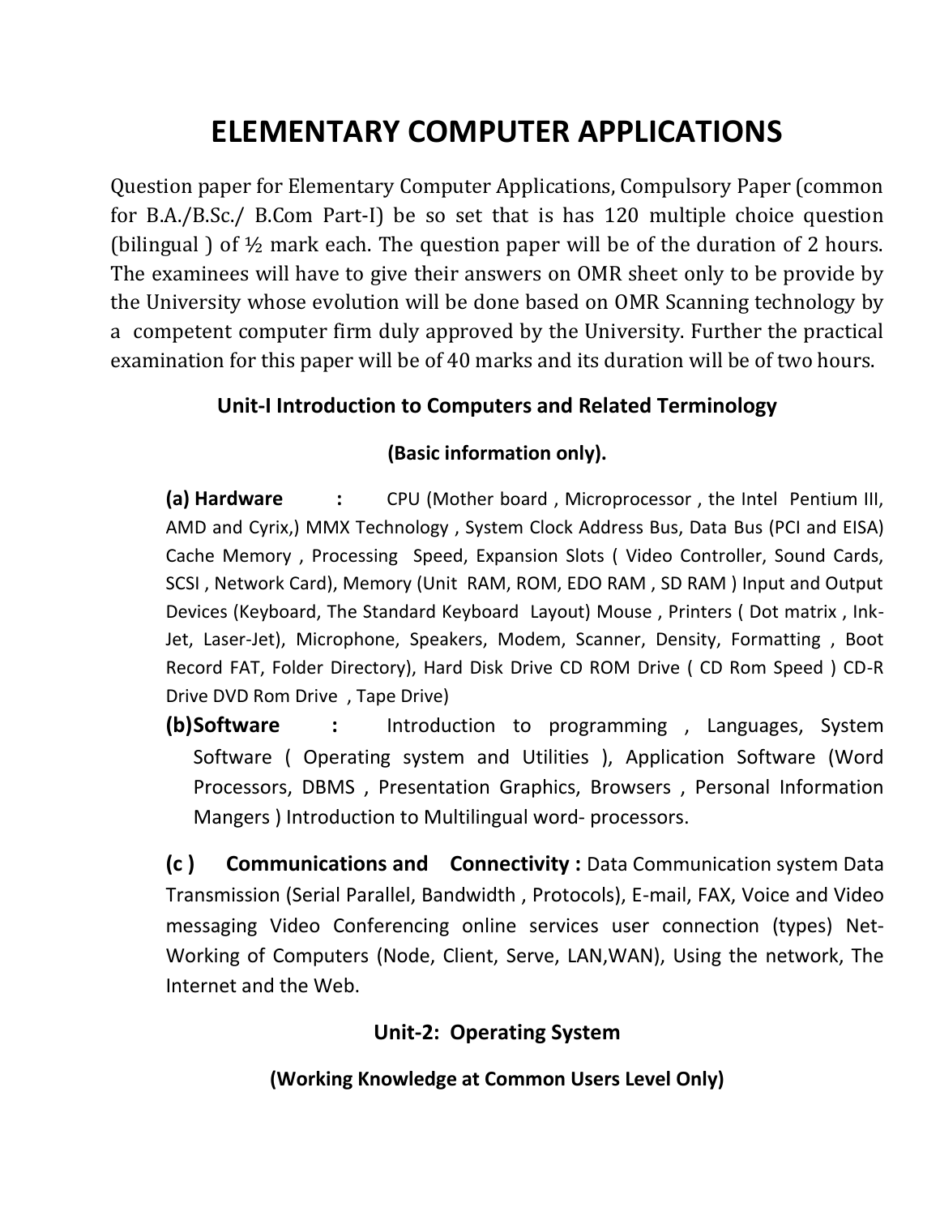# ELEMENTARY COMPUTER APPLICATIONS

Question paper for Elementary Computer Applications, Compulsory Paper (common for B.A./B.Sc./ B.Com Part-I) be so set that is has 120 multiple choice question (bilingual ) of ½ mark each. The question paper will be of the duration of 2 hours. The examinees will have to give their answers on OMR sheet only to be provide by the University whose evolution will be done based on OMR Scanning technology by a competent computer firm duly approved by the University. Further the practical examination for this paper will be of 40 marks and its duration will be of two hours.

### Unit-I Introduction to Computers and Related Terminology

**(Basic information only).**

**(a) Hardware :** CPU (Mother board , Microprocessor , the Intel Pentium III, AMD and Cyrix,) MMX Technology , System Clock Address Bus, Data Bus (PCI and EISA) Cache Memory , Processing Speed, Expansion Slots ( Video Controller, Sound Cards, SCSI , Network Card), Memory (Unit RAM, ROM, EDO RAM , SD RAM ) Input and Output Devices (Keyboard, The Standard Keyboard Layout) Mouse , Printers ( Dot matrix , Ink-Jet, Laser-Jet), Microphone, Speakers, Modem, Scanner, Density, Formatting , Boot Record FAT, Folder Directory), Hard Disk Drive CD ROM Drive ( CD Rom Speed ) CD-R Drive DVD Rom Drive , Tape Drive)

**(b) Software :** Introduction to programming , Languages, System Software ( Operating system and Utilities ), Application Software (Word Processors, DBMS , Presentation Graphics, Browsers , Personal Information Mangers ) Introduction to Multilingual word- processors.

**(c ) Communications and Connectivity :** Data Communication system Data Transmission (Serial Parallel, Bandwidth , Protocols), E-mail, FAX, Voice and Video messaging Video Conferencing online services user connection (types) Net-Working of Computers (Node, Client, Serve, LAN,WAN), Using the network, The Internet and the Web.

### Unit-2: Operating System

**(Working Knowledge at Common Users Level Only)**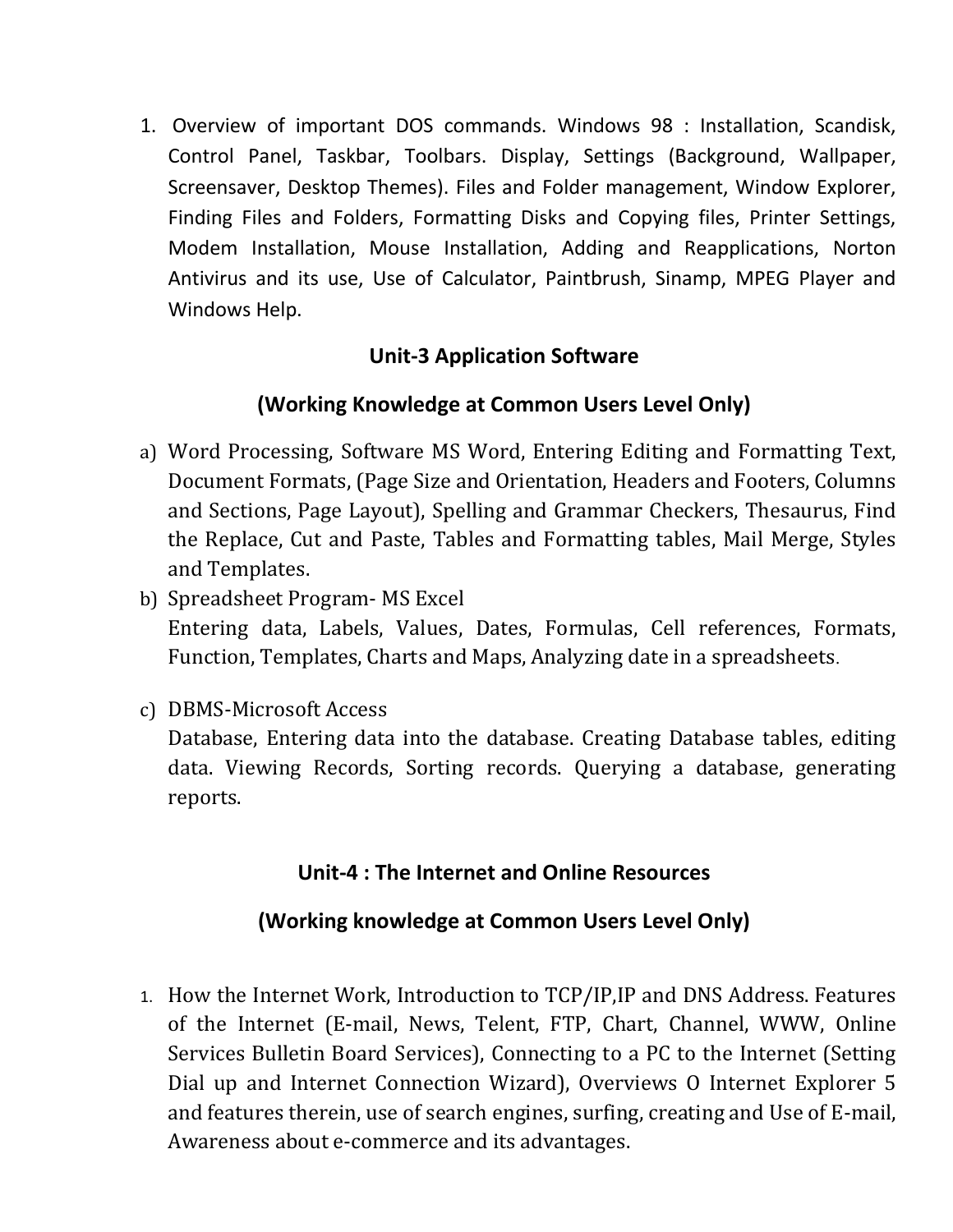1. Overview of important DOS commands. Windows 98 : Installation, Scandisk, Control Panel, Taskbar, Toolbars. Display, Settings (Background, Wallpaper, Screensaver, Desktop Themes). Files and Folder management, Window Explorer, Finding Files and Folders, Formatting Disks and Copying files, Printer Settings, Modem Installation, Mouse Installation, Adding and Reapplications, Norton Antivirus and its use, Use of Calculator, Paintbrush, Sinamp, MPEG Player and Windows Help.

## Unit-3 Application Software

### (Working Knowledge at Common Users Level Only)

a) Word Processing, Software MS Word, Entering Editing and Formatting Text, Document Formats, (Page Size and Orientation, Headers and Footers, Columns and Sections, Page Layout), Spelling and Grammar Checkers, Thesaurus, Find the Replace, Cut and Paste, Tables and Formatting tables, Mail Merge, Styles and Templates.

b) Spreadsheet Program- MS Excel
   Entering data, Labels, Values, Dates, Formulas, Cell references, Formats, Function, Templates, Charts and Maps, Analyzing date in a spreadsheets.

c) DBMS-Microsoft Access
   Database, Entering data into the database. Creating Database tables, editing data. Viewing Records, Sorting records. Querying a database, generating reports.

## Unit-4 : The Internet and Online Resources

### (Working knowledge at Common Users Level Only)

1. How the Internet Work, Introduction to TCP/IP,IP and DNS Address. Features of the Internet (E-mail, News, Telent, FTP, Chart, Channel, WWW, Online Services Bulletin Board Services), Connecting to a PC to the Internet (Setting Dial up and Internet Connection Wizard), Overviews O Internet Explorer 5 and features therein, use of search engines, surfing, creating and Use of E-mail, Awareness about e-commerce and its advantages.